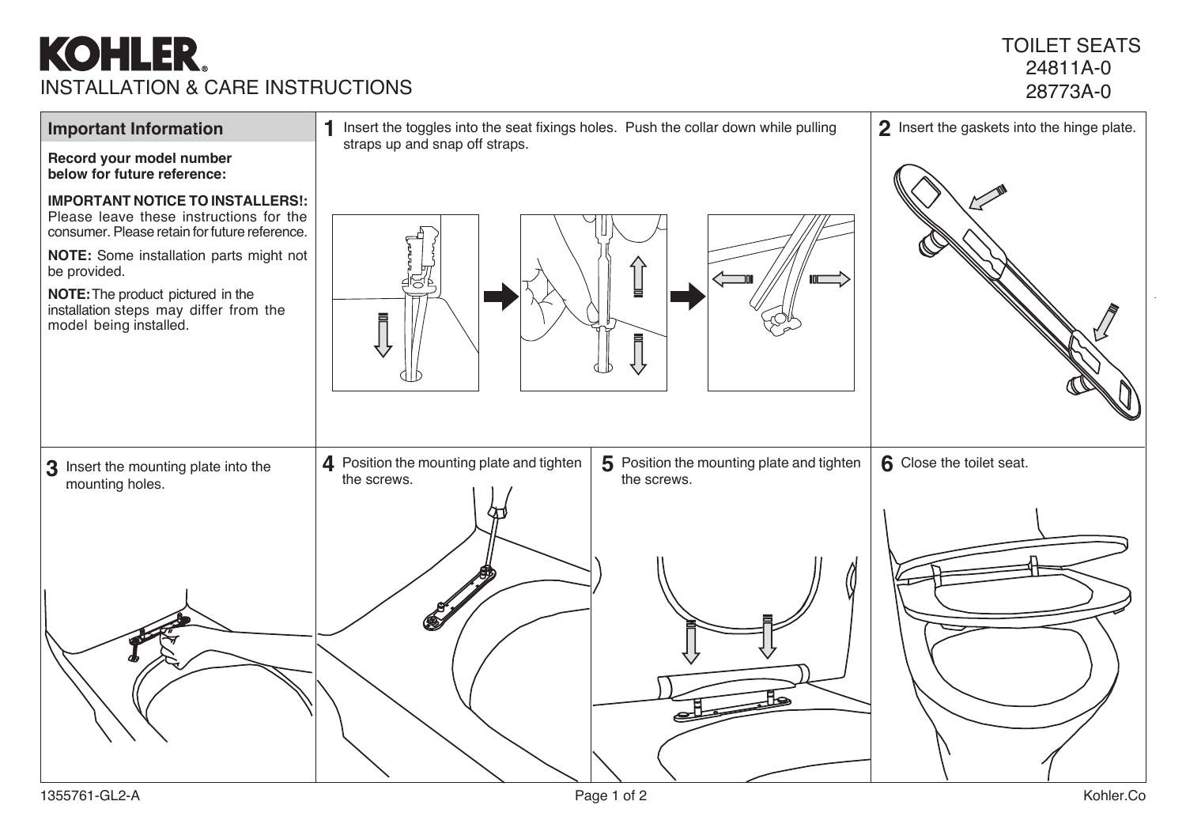# KOHLER

## INSTALLATION & CARE INSTRUCTIONS

TOILET SEATS
24811A-0
28773A-0

### Important Information

**Record your model number below for future reference:**

**IMPORTANT NOTICE TO INSTALLERS!:** Please leave these instructions for the consumer. Please retain for future reference.

**NOTE:** Some installation parts might not be provided.

**NOTE:** The product pictured in the installation steps may differ from the model being installed.

**1** Insert the toggles into the seat fixings holes. Push the collar down while pulling straps up and snap off straps.

**2** Insert the gaskets into the hinge plate.

**3** Insert the mounting plate into the mounting holes.

**4** Position the mounting plate and tighten the screws.

**5** Position the mounting plate and tighten the screws.

**6** Close the toilet seat.

1355761-GL2-A

Kohler.Co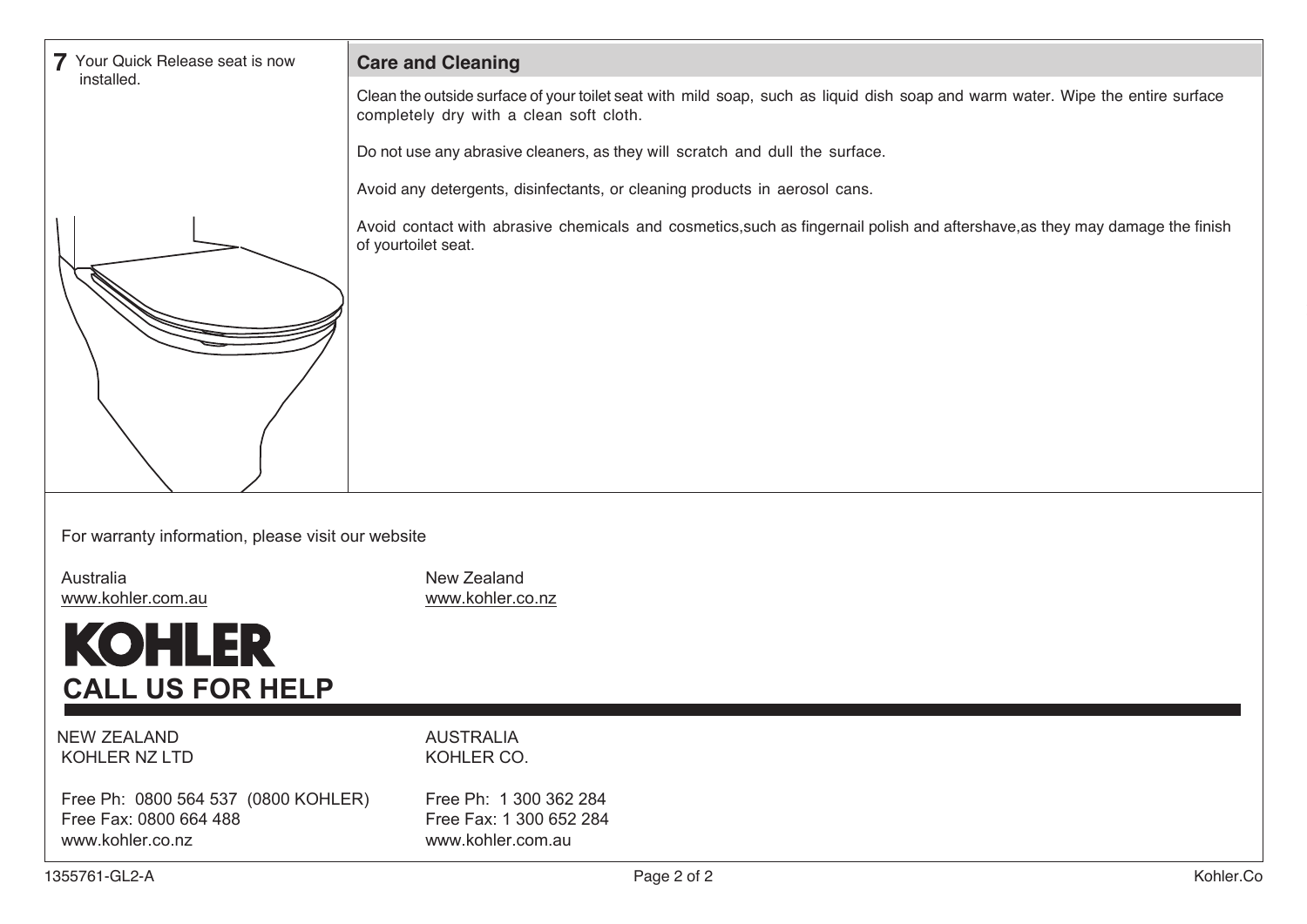**7** Your Quick Release seat is now installed.

## Care and Cleaning

Clean the outside surface of your toilet seat with mild soap, such as liquid dish soap and warm water. Wipe the entire surface completely dry with a clean soft cloth.

Do not use any abrasive cleaners, as they will scratch and dull the surface.

Avoid any detergents, disinfectants, or cleaning products in aerosol cans.

Avoid contact with abrasive chemicals and cosmetics,such as fingernail polish and aftershave,as they may damage the finish of yourtoilet seat.

For warranty information, please visit our website

Australia
www.kohler.com.au

New Zealand
www.kohler.co.nz

# KOHLER

## CALL US FOR HELP

NEW ZEALAND
KOHLER NZ LTD

Free Ph: 0800 564 537 (0800 KOHLER)
Free Fax: 0800 664 488
www.kohler.co.nz

AUSTRALIA
KOHLER CO.

Free Ph: 1 300 362 284
Free Fax: 1 300 652 284
www.kohler.com.au

1355761-GL2-A

Kohler.Co